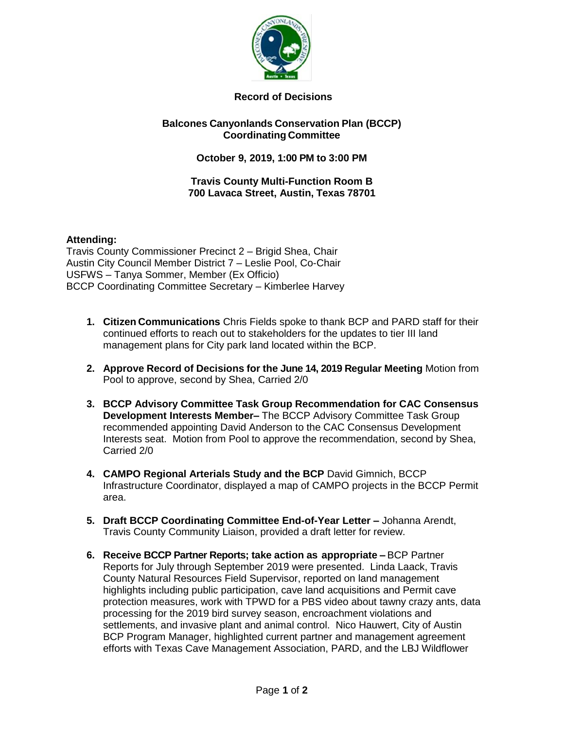# Record of Decisions

## Balcones Canyonlands Conservation Plan (BCCP) Coordinating Committee

**October 9, 2019, 1:00 PM to 3:00 PM**

**Travis County Multi-Function Room B**
**700 Lavaca Street, Austin, Texas 78701**

**Attending:**
Travis County Commissioner Precinct 2 – Brigid Shea, Chair
Austin City Council Member District 7 – Leslie Pool, Co-Chair
USFWS – Tanya Sommer, Member (Ex Officio)
BCCP Coordinating Committee Secretary – Kimberlee Harvey

1. **Citizen Communications** Chris Fields spoke to thank BCP and PARD staff for their continued efforts to reach out to stakeholders for the updates to tier III land management plans for City park land located within the BCP.

2. **Approve Record of Decisions for the June 14, 2019 Regular Meeting** Motion from Pool to approve, second by Shea, Carried 2/0

3. **BCCP Advisory Committee Task Group Recommendation for CAC Consensus Development Interests Member–** The BCCP Advisory Committee Task Group recommended appointing David Anderson to the CAC Consensus Development Interests seat. Motion from Pool to approve the recommendation, second by Shea, Carried 2/0

4. **CAMPO Regional Arterials Study and the BCP** David Gimnich, BCCP Infrastructure Coordinator, displayed a map of CAMPO projects in the BCCP Permit area.

5. **Draft BCCP Coordinating Committee End-of-Year Letter –** Johanna Arendt, Travis County Community Liaison, provided a draft letter for review.

6. **Receive BCCP Partner Reports; take action as appropriate –** BCP Partner Reports for July through September 2019 were presented. Linda Laack, Travis County Natural Resources Field Supervisor, reported on land management highlights including public participation, cave land acquisitions and Permit cave protection measures, work with TPWD for a PBS video about tawny crazy ants, data processing for the 2019 bird survey season, encroachment violations and settlements, and invasive plant and animal control. Nico Hauwert, City of Austin BCP Program Manager, highlighted current partner and management agreement efforts with Texas Cave Management Association, PARD, and the LBJ Wildflower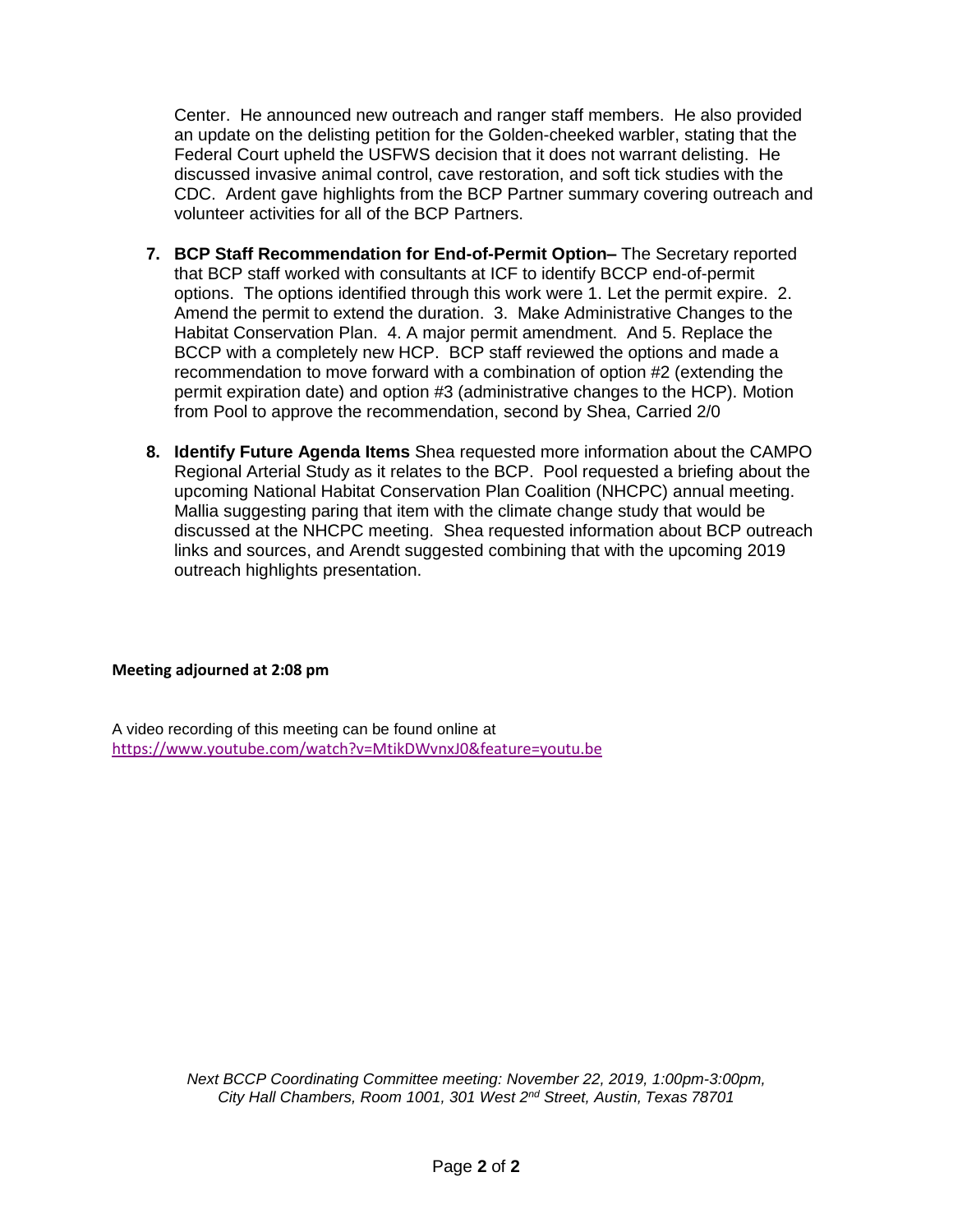Center. He announced new outreach and ranger staff members. He also provided an update on the delisting petition for the Golden-cheeked warbler, stating that the Federal Court upheld the USFWS decision that it does not warrant delisting. He discussed invasive animal control, cave restoration, and soft tick studies with the CDC. Ardent gave highlights from the BCP Partner summary covering outreach and volunteer activities for all of the BCP Partners.

7. **BCP Staff Recommendation for End-of-Permit Option–** The Secretary reported that BCP staff worked with consultants at ICF to identify BCCP end-of-permit options. The options identified through this work were 1. Let the permit expire. 2. Amend the permit to extend the duration. 3. Make Administrative Changes to the Habitat Conservation Plan. 4. A major permit amendment. And 5. Replace the BCCP with a completely new HCP. BCP staff reviewed the options and made a recommendation to move forward with a combination of option #2 (extending the permit expiration date) and option #3 (administrative changes to the HCP). Motion from Pool to approve the recommendation, second by Shea, Carried 2/0

8. **Identify Future Agenda Items** Shea requested more information about the CAMPO Regional Arterial Study as it relates to the BCP. Pool requested a briefing about the upcoming National Habitat Conservation Plan Coalition (NHCPC) annual meeting. Mallia suggesting paring that item with the climate change study that would be discussed at the NHCPC meeting. Shea requested information about BCP outreach links and sources, and Arendt suggested combining that with the upcoming 2019 outreach highlights presentation.

**Meeting adjourned at 2:08 pm**

A video recording of this meeting can be found online at
https://www.youtube.com/watch?v=MtikDWvnxJ0&feature=youtu.be

*Next BCCP Coordinating Committee meeting: November 22, 2019, 1:00pm-3:00pm, City Hall Chambers, Room 1001, 301 West 2nd Street, Austin, Texas 78701*